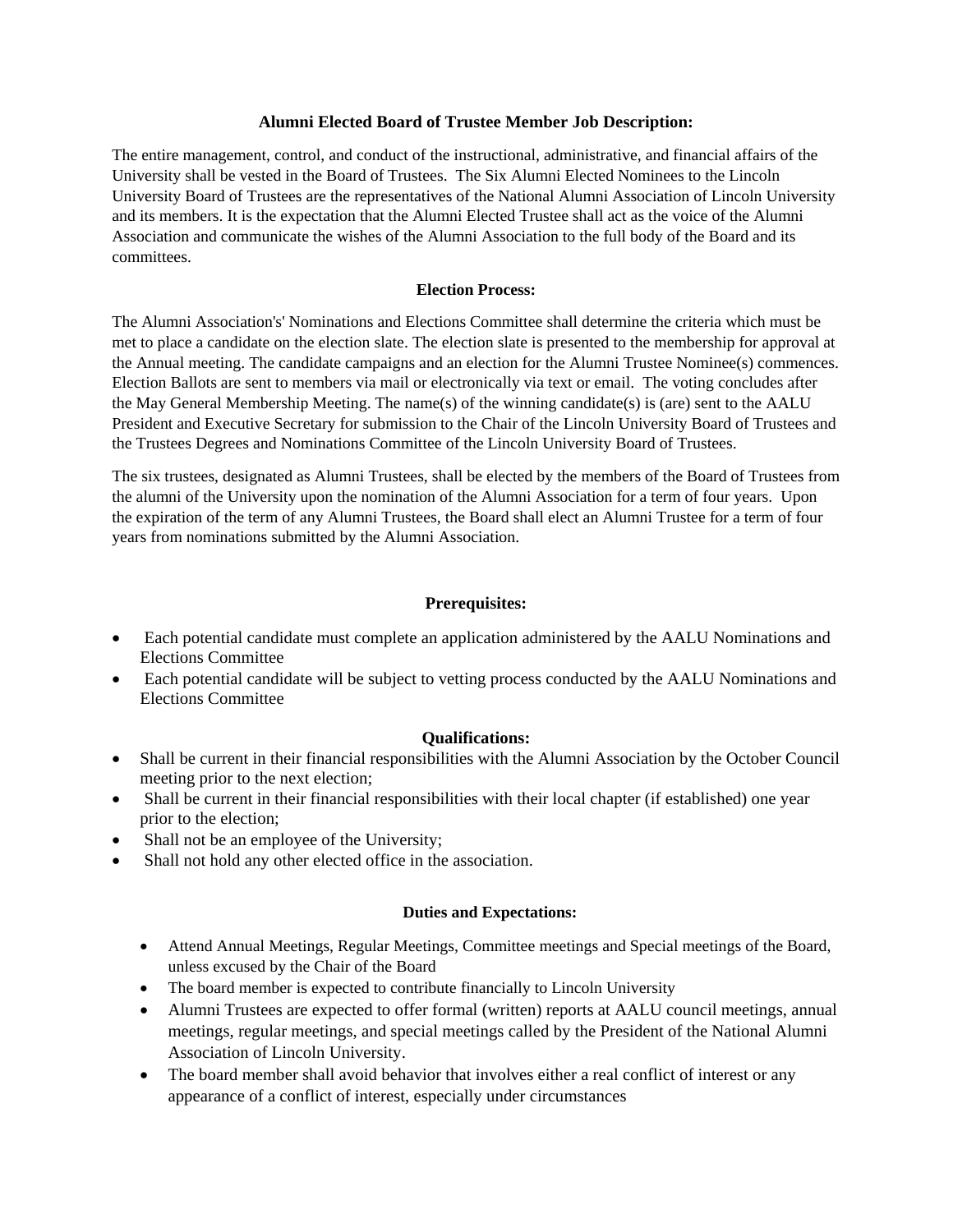## Alumni Elected Board of Trustee Member Job Description:

The entire management, control, and conduct of the instructional, administrative, and financial affairs of the University shall be vested in the Board of Trustees. The Six Alumni Elected Nominees to the Lincoln University Board of Trustees are the representatives of the National Alumni Association of Lincoln University and its members. It is the expectation that the Alumni Elected Trustee shall act as the voice of the Alumni Association and communicate the wishes of the Alumni Association to the full body of the Board and its committees.

### Election Process:

The Alumni Association's' Nominations and Elections Committee shall determine the criteria which must be met to place a candidate on the election slate. The election slate is presented to the membership for approval at the Annual meeting. The candidate campaigns and an election for the Alumni Trustee Nominee(s) commences. Election Ballots are sent to members via mail or electronically via text or email. The voting concludes after the May General Membership Meeting. The name(s) of the winning candidate(s) is (are) sent to the AALU President and Executive Secretary for submission to the Chair of the Lincoln University Board of Trustees and the Trustees Degrees and Nominations Committee of the Lincoln University Board of Trustees.

The six trustees, designated as Alumni Trustees, shall be elected by the members of the Board of Trustees from the alumni of the University upon the nomination of the Alumni Association for a term of four years. Upon the expiration of the term of any Alumni Trustees, the Board shall elect an Alumni Trustee for a term of four years from nominations submitted by the Alumni Association.

### Prerequisites:

- Each potential candidate must complete an application administered by the AALU Nominations and Elections Committee
- Each potential candidate will be subject to vetting process conducted by the AALU Nominations and Elections Committee

### Qualifications:

- Shall be current in their financial responsibilities with the Alumni Association by the October Council meeting prior to the next election;
- Shall be current in their financial responsibilities with their local chapter (if established) one year prior to the election;
- Shall not be an employee of the University;
- Shall not hold any other elected office in the association.

### Duties and Expectations:

- Attend Annual Meetings, Regular Meetings, Committee meetings and Special meetings of the Board, unless excused by the Chair of the Board
- The board member is expected to contribute financially to Lincoln University
- Alumni Trustees are expected to offer formal (written) reports at AALU council meetings, annual meetings, regular meetings, and special meetings called by the President of the National Alumni Association of Lincoln University.
- The board member shall avoid behavior that involves either a real conflict of interest or any appearance of a conflict of interest, especially under circumstances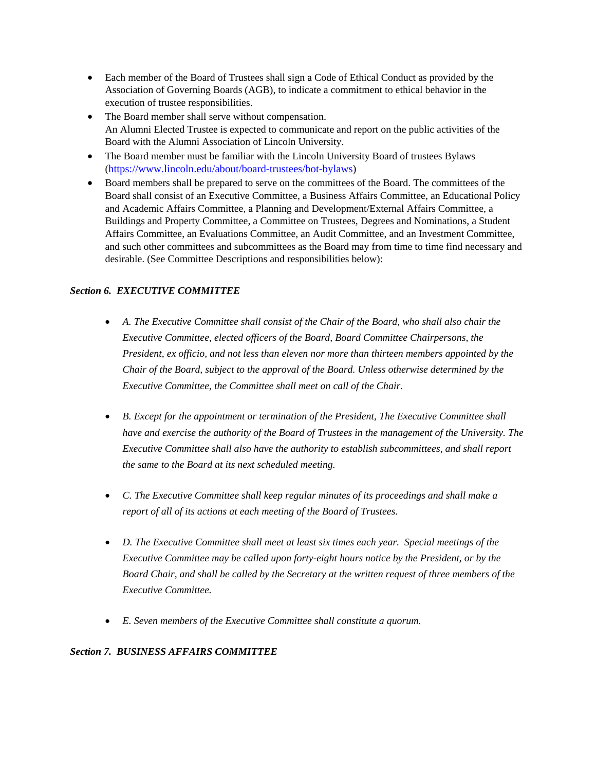- Each member of the Board of Trustees shall sign a Code of Ethical Conduct as provided by the Association of Governing Boards (AGB), to indicate a commitment to ethical behavior in the execution of trustee responsibilities.
- The Board member shall serve without compensation.
  An Alumni Elected Trustee is expected to communicate and report on the public activities of the Board with the Alumni Association of Lincoln University.
- The Board member must be familiar with the Lincoln University Board of trustees Bylaws ([https://www.lincoln.edu/about/board-trustees/bot-bylaws](https://www.lincoln.edu/about/board-trustees/bot-bylaws))
- Board members shall be prepared to serve on the committees of the Board. The committees of the Board shall consist of an Executive Committee, a Business Affairs Committee, an Educational Policy and Academic Affairs Committee, a Planning and Development/External Affairs Committee, a Buildings and Property Committee, a Committee on Trustees, Degrees and Nominations, a Student Affairs Committee, an Evaluations Committee, an Audit Committee, and an Investment Committee, and such other committees and subcommittees as the Board may from time to time find necessary and desirable. (See Committee Descriptions and responsibilities below):

***Section 6. EXECUTIVE COMMITTEE***

- *A. The Executive Committee shall consist of the Chair of the Board, who shall also chair the Executive Committee, elected officers of the Board, Board Committee Chairpersons, the President, ex officio, and not less than eleven nor more than thirteen members appointed by the Chair of the Board, subject to the approval of the Board. Unless otherwise determined by the Executive Committee, the Committee shall meet on call of the Chair.*

- *B. Except for the appointment or termination of the President, The Executive Committee shall have and exercise the authority of the Board of Trustees in the management of the University. The Executive Committee shall also have the authority to establish subcommittees, and shall report the same to the Board at its next scheduled meeting.*

- *C. The Executive Committee shall keep regular minutes of its proceedings and shall make a report of all of its actions at each meeting of the Board of Trustees.*

- *D. The Executive Committee shall meet at least six times each year. Special meetings of the Executive Committee may be called upon forty-eight hours notice by the President, or by the Board Chair, and shall be called by the Secretary at the written request of three members of the Executive Committee.*

- *E. Seven members of the Executive Committee shall constitute a quorum.*

***Section 7. BUSINESS AFFAIRS COMMITTEE***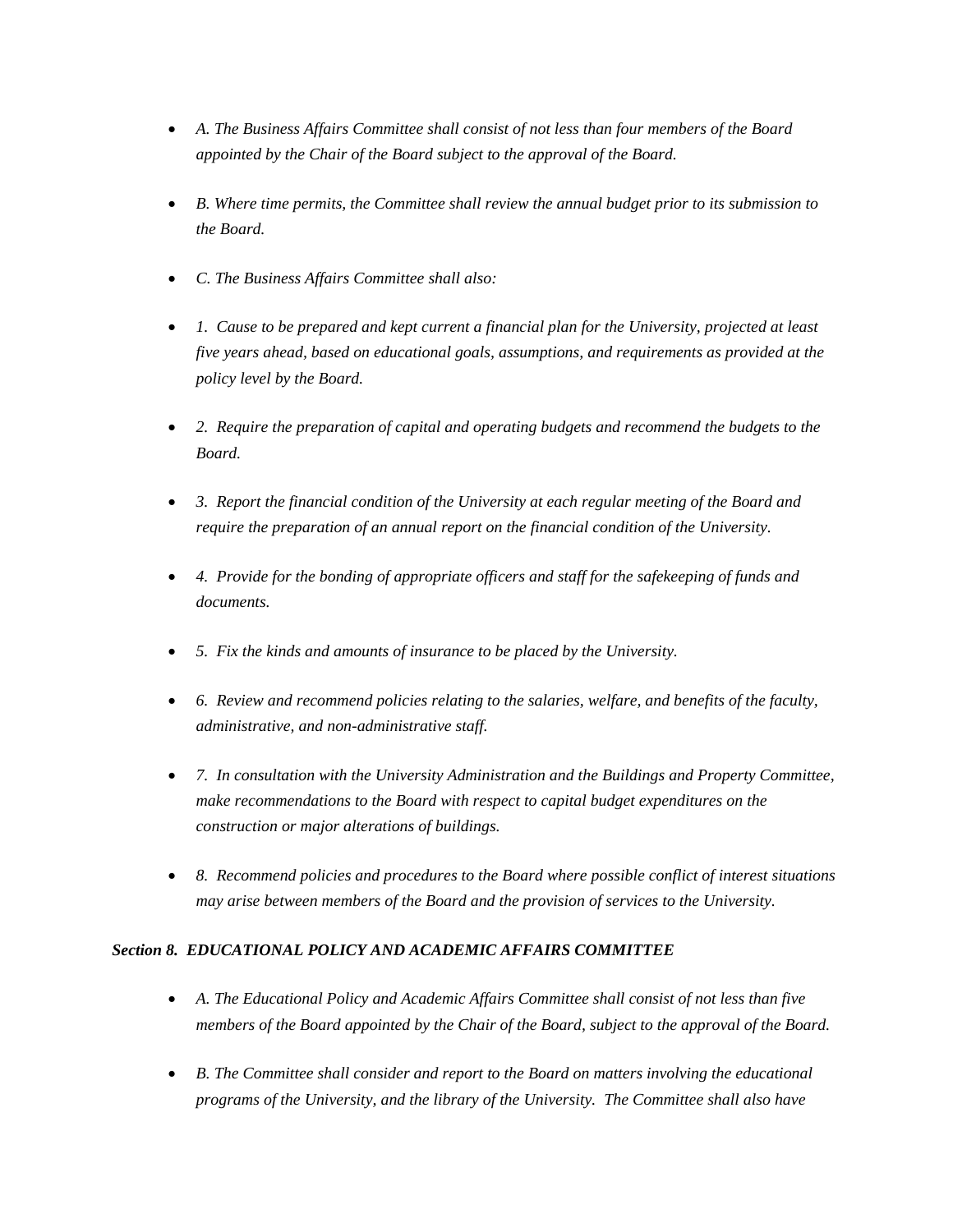- *A. The Business Affairs Committee shall consist of not less than four members of the Board appointed by the Chair of the Board subject to the approval of the Board.*
- *B. Where time permits, the Committee shall review the annual budget prior to its submission to the Board.*
- *C. The Business Affairs Committee shall also:*
- *1. Cause to be prepared and kept current a financial plan for the University, projected at least five years ahead, based on educational goals, assumptions, and requirements as provided at the policy level by the Board.*
- *2. Require the preparation of capital and operating budgets and recommend the budgets to the Board.*
- *3. Report the financial condition of the University at each regular meeting of the Board and require the preparation of an annual report on the financial condition of the University.*
- *4. Provide for the bonding of appropriate officers and staff for the safekeeping of funds and documents.*
- *5. Fix the kinds and amounts of insurance to be placed by the University.*
- *6. Review and recommend policies relating to the salaries, welfare, and benefits of the faculty, administrative, and non-administrative staff.*
- *7. In consultation with the University Administration and the Buildings and Property Committee, make recommendations to the Board with respect to capital budget expenditures on the construction or major alterations of buildings.*
- *8. Recommend policies and procedures to the Board where possible conflict of interest situations may arise between members of the Board and the provision of services to the University.*

***Section 8. EDUCATIONAL POLICY AND ACADEMIC AFFAIRS COMMITTEE***

- *A. The Educational Policy and Academic Affairs Committee shall consist of not less than five members of the Board appointed by the Chair of the Board, subject to the approval of the Board.*
- *B. The Committee shall consider and report to the Board on matters involving the educational programs of the University, and the library of the University. The Committee shall also have*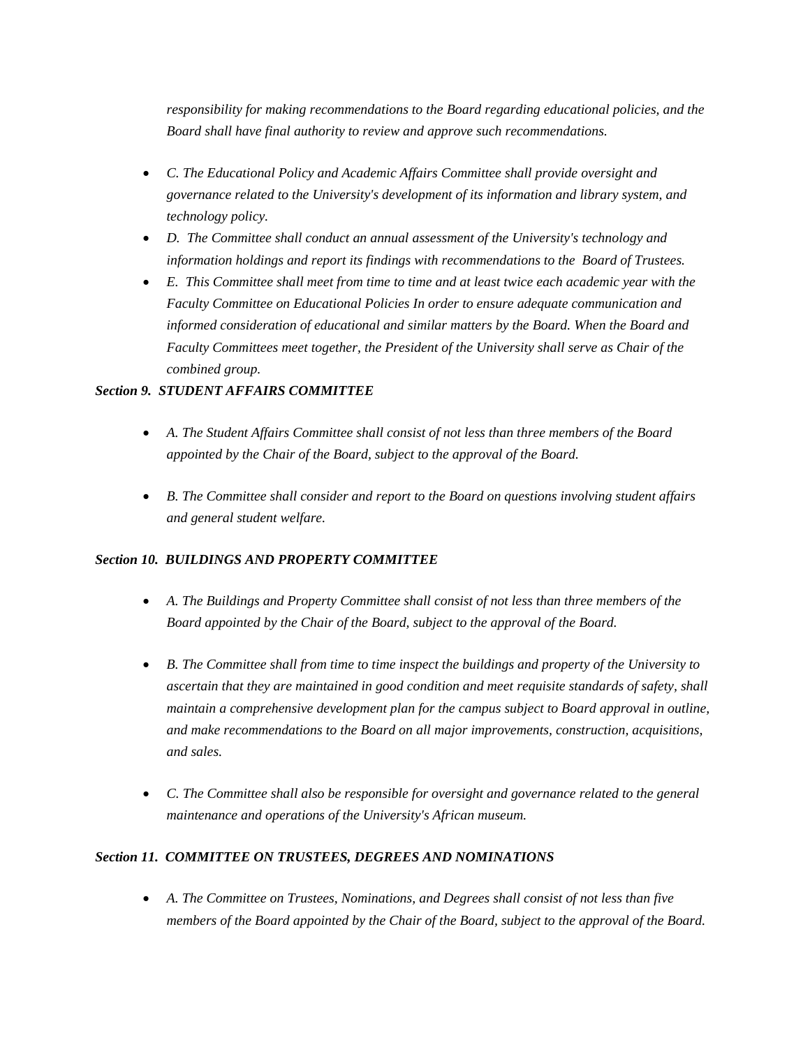*responsibility for making recommendations to the Board regarding educational policies, and the Board shall have final authority to review and approve such recommendations.*

- *C. The Educational Policy and Academic Affairs Committee shall provide oversight and governance related to the University's development of its information and library system, and technology policy.*
- *D. The Committee shall conduct an annual assessment of the University's technology and information holdings and report its findings with recommendations to the Board of Trustees.*
- *E. This Committee shall meet from time to time and at least twice each academic year with the Faculty Committee on Educational Policies In order to ensure adequate communication and informed consideration of educational and similar matters by the Board. When the Board and Faculty Committees meet together, the President of the University shall serve as Chair of the combined group.*

***Section 9. STUDENT AFFAIRS COMMITTEE***

- *A. The Student Affairs Committee shall consist of not less than three members of the Board appointed by the Chair of the Board, subject to the approval of the Board.*
- *B. The Committee shall consider and report to the Board on questions involving student affairs and general student welfare.*

***Section 10. BUILDINGS AND PROPERTY COMMITTEE***

- *A. The Buildings and Property Committee shall consist of not less than three members of the Board appointed by the Chair of the Board, subject to the approval of the Board.*
- *B. The Committee shall from time to time inspect the buildings and property of the University to ascertain that they are maintained in good condition and meet requisite standards of safety, shall maintain a comprehensive development plan for the campus subject to Board approval in outline, and make recommendations to the Board on all major improvements, construction, acquisitions, and sales.*
- *C. The Committee shall also be responsible for oversight and governance related to the general maintenance and operations of the University's African museum.*

***Section 11. COMMITTEE ON TRUSTEES, DEGREES AND NOMINATIONS***

- *A. The Committee on Trustees, Nominations, and Degrees shall consist of not less than five members of the Board appointed by the Chair of the Board, subject to the approval of the Board.*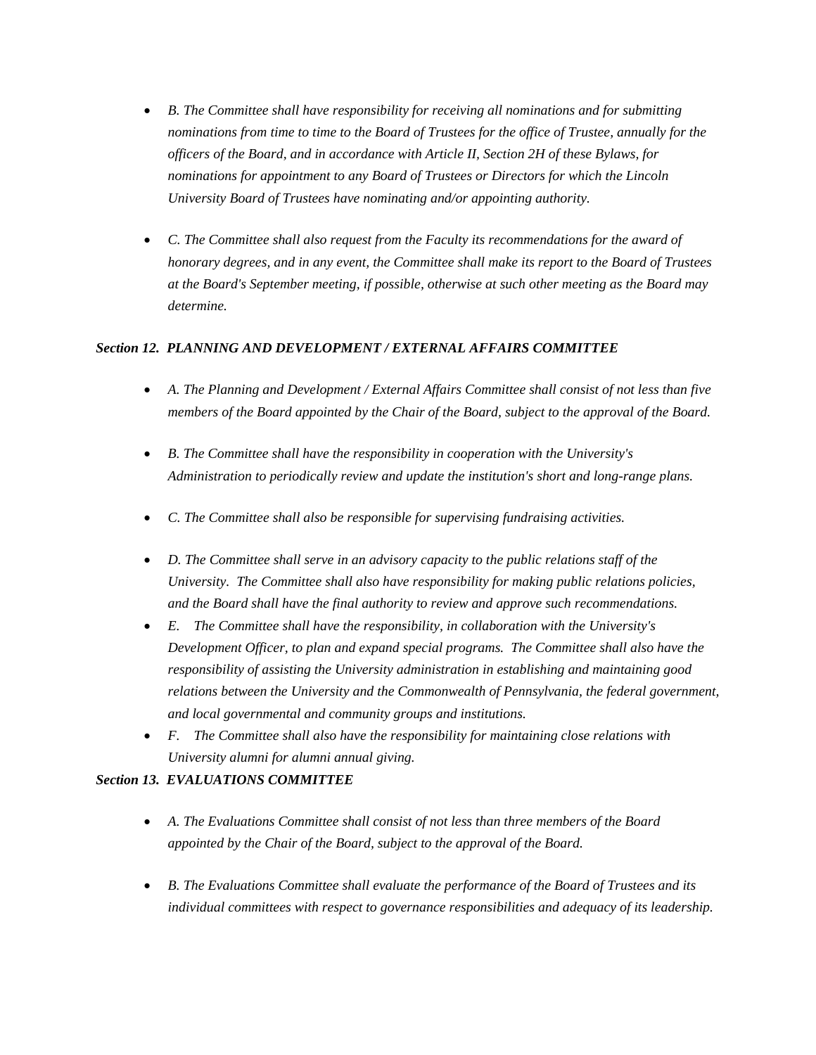- *B. The Committee shall have responsibility for receiving all nominations and for submitting nominations from time to time to the Board of Trustees for the office of Trustee, annually for the officers of the Board, and in accordance with Article II, Section 2H of these Bylaws, for nominations for appointment to any Board of Trustees or Directors for which the Lincoln University Board of Trustees have nominating and/or appointing authority.*

- *C. The Committee shall also request from the Faculty its recommendations for the award of honorary degrees, and in any event, the Committee shall make its report to the Board of Trustees at the Board's September meeting, if possible, otherwise at such other meeting as the Board may determine.*

***Section 12. PLANNING AND DEVELOPMENT / EXTERNAL AFFAIRS COMMITTEE***

- *A. The Planning and Development / External Affairs Committee shall consist of not less than five members of the Board appointed by the Chair of the Board, subject to the approval of the Board.*

- *B. The Committee shall have the responsibility in cooperation with the University's Administration to periodically review and update the institution's short and long-range plans.*

- *C. The Committee shall also be responsible for supervising fundraising activities.*

- *D. The Committee shall serve in an advisory capacity to the public relations staff of the University. The Committee shall also have responsibility for making public relations policies, and the Board shall have the final authority to review and approve such recommendations.*
- *E. The Committee shall have the responsibility, in collaboration with the University's Development Officer, to plan and expand special programs. The Committee shall also have the responsibility of assisting the University administration in establishing and maintaining good relations between the University and the Commonwealth of Pennsylvania, the federal government, and local governmental and community groups and institutions.*
- *F. The Committee shall also have the responsibility for maintaining close relations with University alumni for alumni annual giving.*

***Section 13. EVALUATIONS COMMITTEE***

- *A. The Evaluations Committee shall consist of not less than three members of the Board appointed by the Chair of the Board, subject to the approval of the Board.*

- *B. The Evaluations Committee shall evaluate the performance of the Board of Trustees and its individual committees with respect to governance responsibilities and adequacy of its leadership.*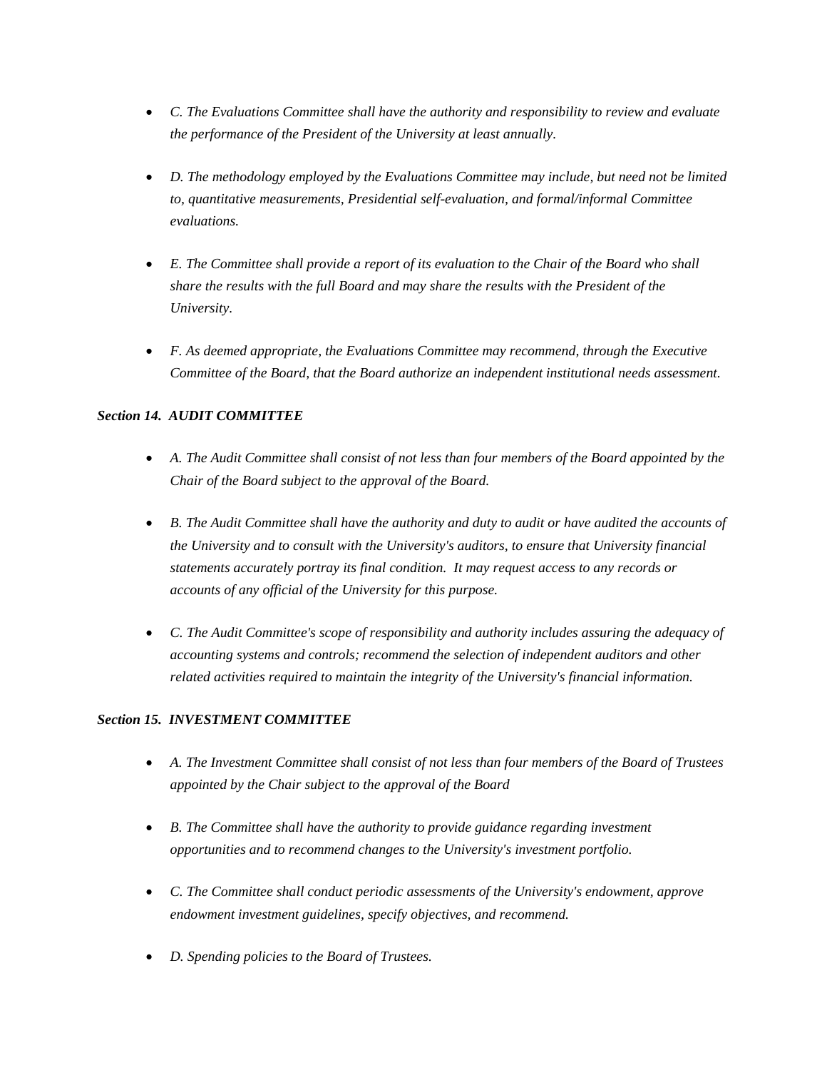- *C. The Evaluations Committee shall have the authority and responsibility to review and evaluate the performance of the President of the University at least annually.*

- *D. The methodology employed by the Evaluations Committee may include, but need not be limited to, quantitative measurements, Presidential self-evaluation, and formal/informal Committee evaluations.*

- *E. The Committee shall provide a report of its evaluation to the Chair of the Board who shall share the results with the full Board and may share the results with the President of the University.*

- *F. As deemed appropriate, the Evaluations Committee may recommend, through the Executive Committee of the Board, that the Board authorize an independent institutional needs assessment.*

***Section 14. AUDIT COMMITTEE***

- *A. The Audit Committee shall consist of not less than four members of the Board appointed by the Chair of the Board subject to the approval of the Board.*

- *B. The Audit Committee shall have the authority and duty to audit or have audited the accounts of the University and to consult with the University's auditors, to ensure that University financial statements accurately portray its final condition. It may request access to any records or accounts of any official of the University for this purpose.*

- *C. The Audit Committee's scope of responsibility and authority includes assuring the adequacy of accounting systems and controls; recommend the selection of independent auditors and other related activities required to maintain the integrity of the University's financial information.*

***Section 15. INVESTMENT COMMITTEE***

- *A. The Investment Committee shall consist of not less than four members of the Board of Trustees appointed by the Chair subject to the approval of the Board*

- *B. The Committee shall have the authority to provide guidance regarding investment opportunities and to recommend changes to the University's investment portfolio.*

- *C. The Committee shall conduct periodic assessments of the University's endowment, approve endowment investment guidelines, specify objectives, and recommend.*

- *D. Spending policies to the Board of Trustees.*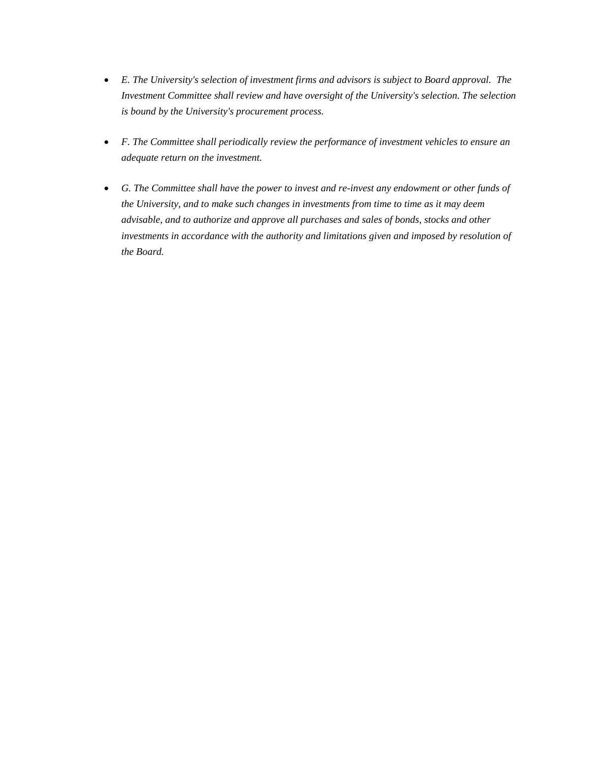- *E. The University's selection of investment firms and advisors is subject to Board approval. The Investment Committee shall review and have oversight of the University's selection. The selection is bound by the University's procurement process.*

- *F. The Committee shall periodically review the performance of investment vehicles to ensure an adequate return on the investment.*

- *G. The Committee shall have the power to invest and re-invest any endowment or other funds of the University, and to make such changes in investments from time to time as it may deem advisable, and to authorize and approve all purchases and sales of bonds, stocks and other investments in accordance with the authority and limitations given and imposed by resolution of the Board.*